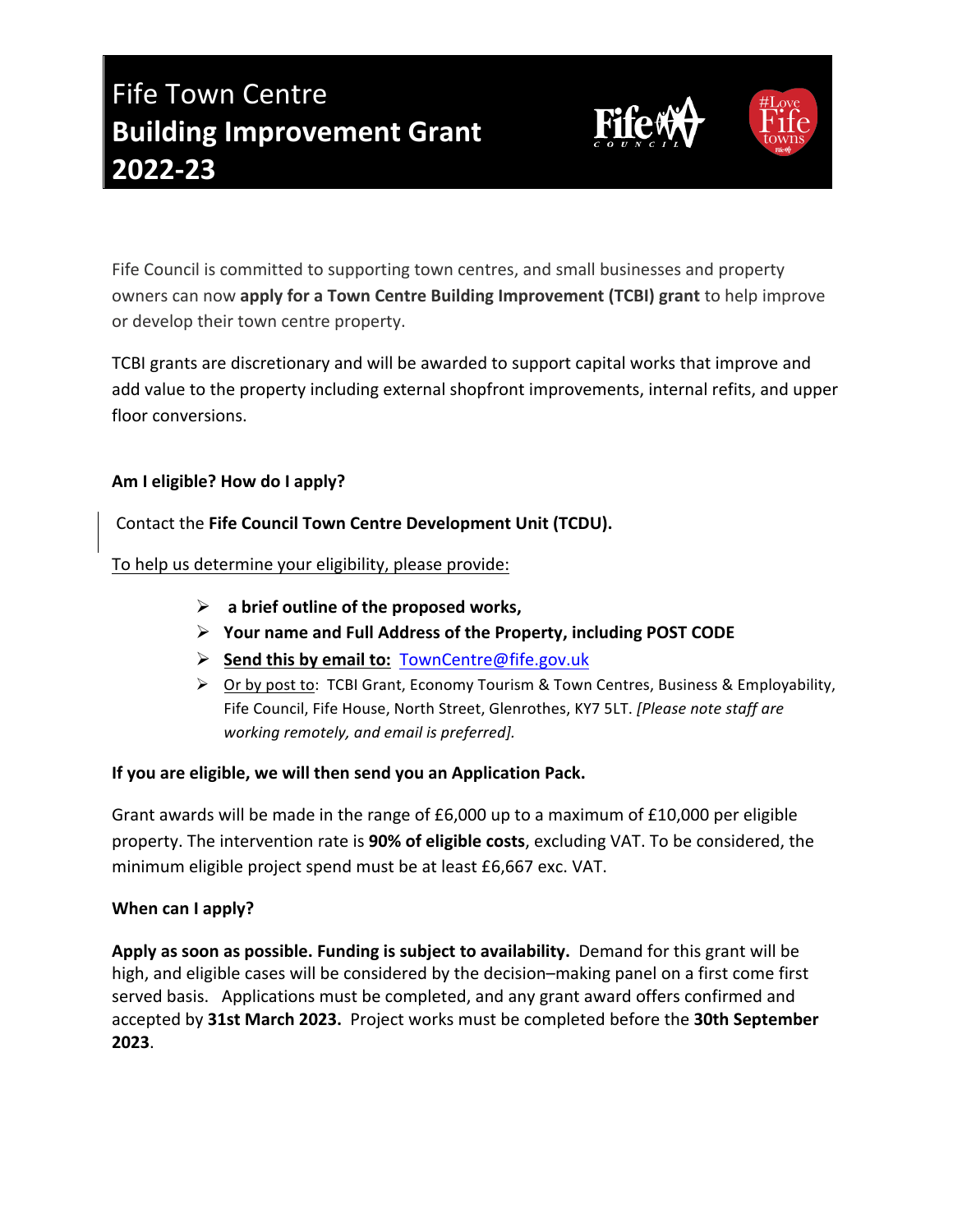# Fife Town Centre
# **Building Improvement Grant 2022-23**

Fife Council is committed to supporting town centres, and small businesses and property owners can now **apply for a Town Centre Building Improvement (TCBI) grant** to help improve or develop their town centre property.

TCBI grants are discretionary and will be awarded to support capital works that improve and add value to the property including external shopfront improvements, internal refits, and upper floor conversions.

**Am I eligible? How do I apply?**

Contact the **Fife Council Town Centre Development Unit (TCDU).**

To help us determine your eligibility, please provide:

- **a brief outline of the proposed works,**
- **Your name and Full Address of the Property, including POST CODE**
- **Send this by email to:** TownCentre@fife.gov.uk
- Or by post to: TCBI Grant, Economy Tourism & Town Centres, Business & Employability, Fife Council, Fife House, North Street, Glenrothes, KY7 5LT. *[Please note staff are working remotely, and email is preferred].*

**If you are eligible, we will then send you an Application Pack.**

Grant awards will be made in the range of £6,000 up to a maximum of £10,000 per eligible property. The intervention rate is **90% of eligible costs**, excluding VAT. To be considered, the minimum eligible project spend must be at least £6,667 exc. VAT.

**When can I apply?**

**Apply as soon as possible. Funding is subject to availability.** Demand for this grant will be high, and eligible cases will be considered by the decision–making panel on a first come first served basis. Applications must be completed, and any grant award offers confirmed and accepted by **31st March 2023.** Project works must be completed before the **30th September 2023**.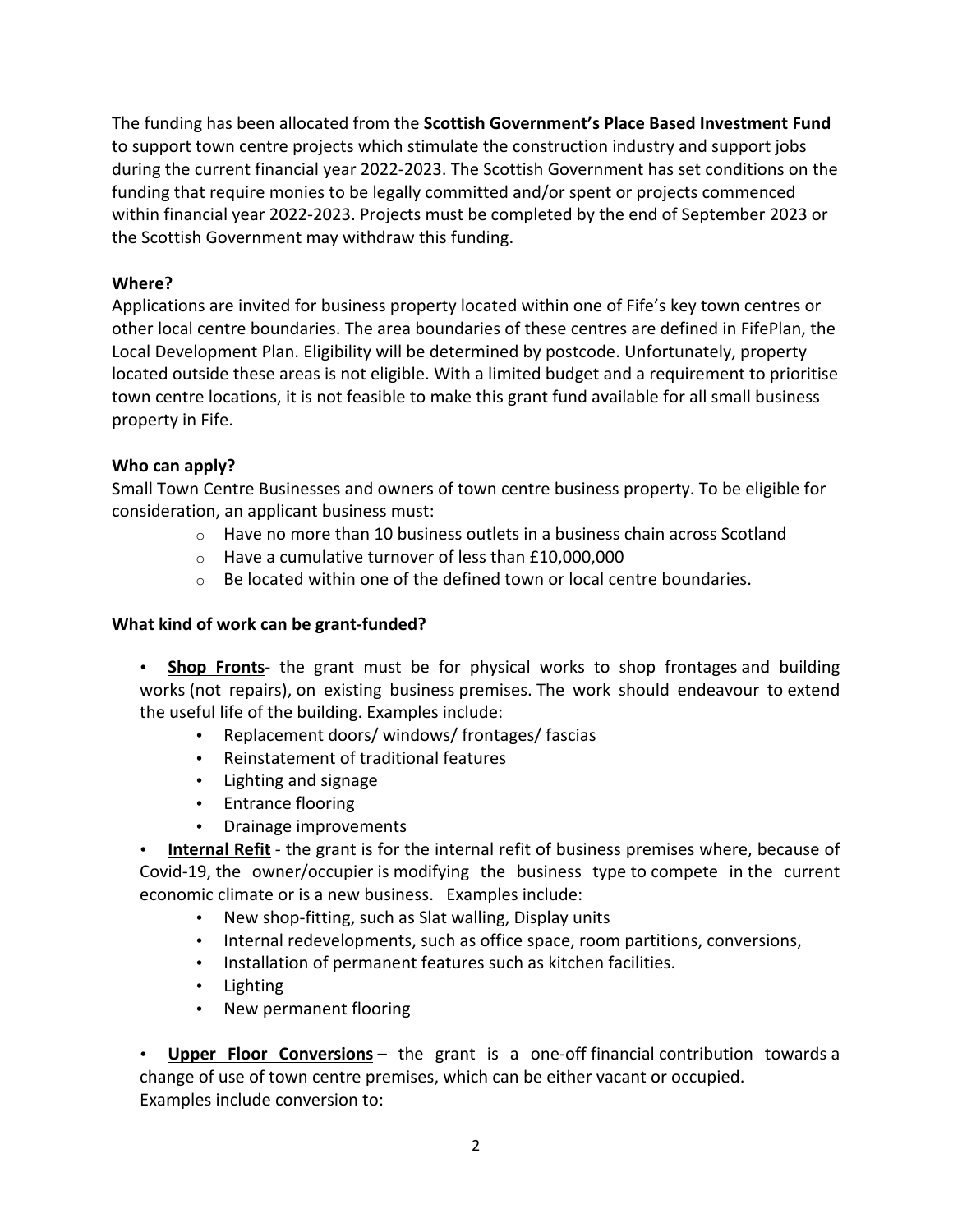The funding has been allocated from the **Scottish Government's Place Based Investment Fund** to support town centre projects which stimulate the construction industry and support jobs during the current financial year 2022-2023. The Scottish Government has set conditions on the funding that require monies to be legally committed and/or spent or projects commenced within financial year 2022-2023. Projects must be completed by the end of September 2023 or the Scottish Government may withdraw this funding.

**Where?**

Applications are invited for business property located within one of Fife's key town centres or other local centre boundaries. The area boundaries of these centres are defined in FifePlan, the Local Development Plan. Eligibility will be determined by postcode. Unfortunately, property located outside these areas is not eligible. With a limited budget and a requirement to prioritise town centre locations, it is not feasible to make this grant fund available for all small business property in Fife.

**Who can apply?**

Small Town Centre Businesses and owners of town centre business property. To be eligible for consideration, an applicant business must:

- Have no more than 10 business outlets in a business chain across Scotland
- Have a cumulative turnover of less than £10,000,000
- Be located within one of the defined town or local centre boundaries.

**What kind of work can be grant-funded?**

- **Shop Fronts**- the grant must be for physical works to shop frontages and building works (not repairs), on existing business premises. The work should endeavour to extend the useful life of the building. Examples include:
  - Replacement doors/ windows/ frontages/ fascias
  - Reinstatement of traditional features
  - Lighting and signage
  - Entrance flooring
  - Drainage improvements
- **Internal Refit** - the grant is for the internal refit of business premises where, because of Covid-19, the owner/occupier is modifying the business type to compete in the current economic climate or is a new business. Examples include:
  - New shop-fitting, such as Slat walling, Display units
  - Internal redevelopments, such as office space, room partitions, conversions,
  - Installation of permanent features such as kitchen facilities.
  - Lighting
  - New permanent flooring
- **Upper Floor Conversions** – the grant is a one-off financial contribution towards a change of use of town centre premises, which can be either vacant or occupied.

Examples include conversion to: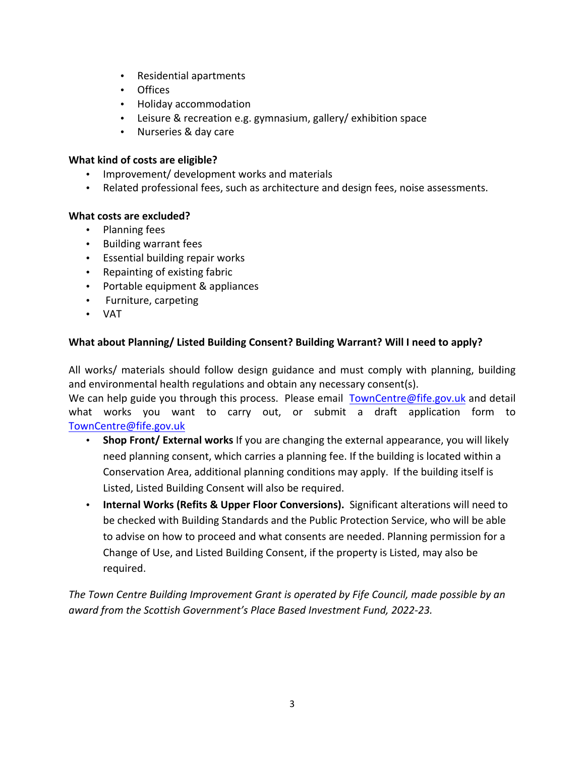- Residential apartments
- Offices
- Holiday accommodation
- Leisure & recreation e.g. gymnasium, gallery/ exhibition space
- Nurseries & day care

**What kind of costs are eligible?**

- Improvement/ development works and materials
- Related professional fees, such as architecture and design fees, noise assessments.

**What costs are excluded?**

- Planning fees
- Building warrant fees
- Essential building repair works
- Repainting of existing fabric
- Portable equipment & appliances
- Furniture, carpeting
- VAT

**What about Planning/ Listed Building Consent? Building Warrant? Will I need to apply?**

All works/ materials should follow design guidance and must comply with planning, building and environmental health regulations and obtain any necessary consent(s).
We can help guide you through this process. Please email TownCentre@fife.gov.uk and detail what works you want to carry out, or submit a draft application form to TownCentre@fife.gov.uk

- **Shop Front/ External works** If you are changing the external appearance, you will likely need planning consent, which carries a planning fee. If the building is located within a Conservation Area, additional planning conditions may apply. If the building itself is Listed, Listed Building Consent will also be required.
- **Internal Works (Refits & Upper Floor Conversions).** Significant alterations will need to be checked with Building Standards and the Public Protection Service, who will be able to advise on how to proceed and what consents are needed. Planning permission for a Change of Use, and Listed Building Consent, if the property is Listed, may also be required.

*The Town Centre Building Improvement Grant is operated by Fife Council, made possible by an award from the Scottish Government's Place Based Investment Fund, 2022-23.*